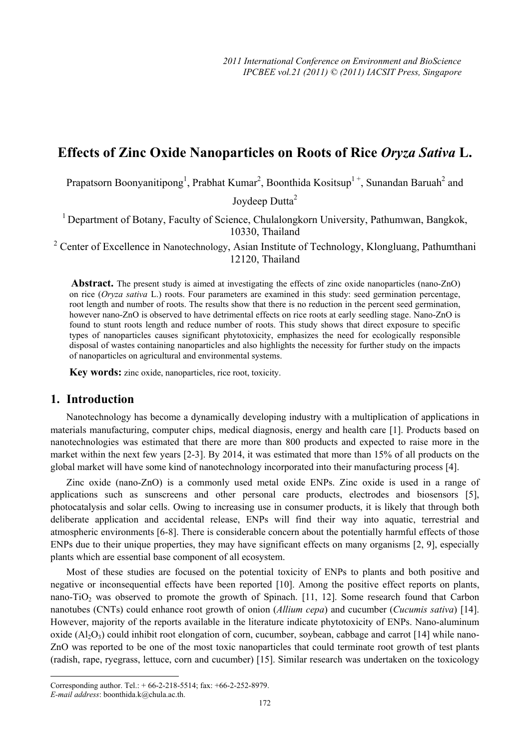# Effects of Zinc Oxide Nanoparticles on Roots of Rice *Oryza Sativa* L.

Prapatsorn Boonyanitipong[1], Prabhat Kumar[2], Boonthida Kositsup[1 +], Sunandan Baruah[2] and Joydeep Dutta[2]

[1] Department of Botany, Faculty of Science, Chulalongkorn University, Pathumwan, Bangkok, 10330, Thailand

[2] Center of Excellence in Nanotechnology, Asian Institute of Technology, Klongluang, Pathumthani 12120, Thailand

**Abstract.** The present study is aimed at investigating the effects of zinc oxide nanoparticles (nano-ZnO) on rice (*Oryza sativa* L.) roots. Four parameters are examined in this study: seed germination percentage, root length and number of roots. The results show that there is no reduction in the percent seed germination, however nano-ZnO is observed to have detrimental effects on rice roots at early seedling stage. Nano-ZnO is found to stunt roots length and reduce number of roots. This study shows that direct exposure to specific types of nanoparticles causes significant phytotoxicity, emphasizes the need for ecologically responsible disposal of wastes containing nanoparticles and also highlights the necessity for further study on the impacts of nanoparticles on agricultural and environmental systems.

**Key words:** zinc oxide, nanoparticles, rice root, toxicity.

## 1. Introduction

Nanotechnology has become a dynamically developing industry with a multiplication of applications in materials manufacturing, computer chips, medical diagnosis, energy and health care [1]. Products based on nanotechnologies was estimated that there are more than 800 products and expected to raise more in the market within the next few years [2-3]. By 2014, it was estimated that more than 15% of all products on the global market will have some kind of nanotechnology incorporated into their manufacturing process [4].

Zinc oxide (nano-ZnO) is a commonly used metal oxide ENPs. Zinc oxide is used in a range of applications such as sunscreens and other personal care products, electrodes and biosensors [5], photocatalysis and solar cells. Owing to increasing use in consumer products, it is likely that through both deliberate application and accidental release, ENPs will find their way into aquatic, terrestrial and atmospheric environments [6-8]. There is considerable concern about the potentially harmful effects of those ENPs due to their unique properties, they may have significant effects on many organisms [2, 9], especially plants which are essential base component of all ecosystem.

Most of these studies are focused on the potential toxicity of ENPs to plants and both positive and negative or inconsequential effects have been reported [10]. Among the positive effect reports on plants, nano-$TiO_2$ was observed to promote the growth of Spinach. [11, 12]. Some research found that Carbon nanotubes (CNTs) could enhance root growth of onion (*Allium cepa*) and cucumber (*Cucumis sativa*) [14]. However, majority of the reports available in the literature indicate phytotoxicity of ENPs. Nano-aluminum oxide ($Al_2O_3$) could inhibit root elongation of corn, cucumber, soybean, cabbage and carrot [14] while nano-ZnO was reported to be one of the most toxic nanoparticles that could terminate root growth of test plants (radish, rape, ryegrass, lettuce, corn and cucumber) [15]. Similar research was undertaken on the toxicology

Corresponding author. Tel.: + 66-2-218-5514; fax: +66-2-252-8979.
*E-mail address*: boonthida.k@chula.ac.th.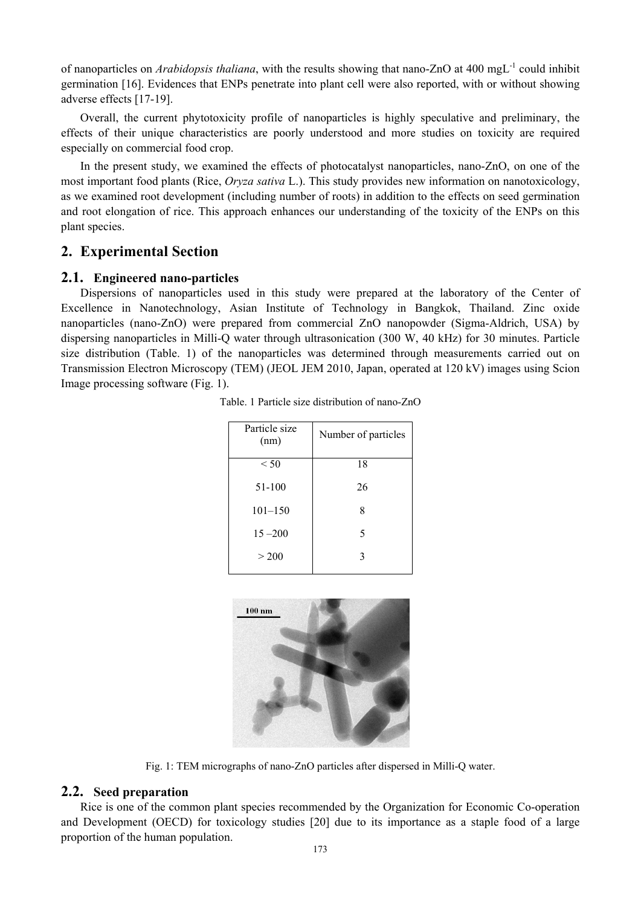of nanoparticles on *Arabidopsis thaliana*, with the results showing that nano-ZnO at 400 $mgL^{-1}$ could inhibit germination [16]. Evidences that ENPs penetrate into plant cell were also reported, with or without showing adverse effects [17-19].

Overall, the current phytotoxicity profile of nanoparticles is highly speculative and preliminary, the effects of their unique characteristics are poorly understood and more studies on toxicity are required especially on commercial food crop.

In the present study, we examined the effects of photocatalyst nanoparticles, nano-ZnO, on one of the most important food plants (Rice, *Oryza sativa* L.). This study provides new information on nanotoxicology, as we examined root development (including number of roots) in addition to the effects on seed germination and root elongation of rice. This approach enhances our understanding of the toxicity of the ENPs on this plant species.

## 2. Experimental Section

### 2.1. Engineered nano-particles

Dispersions of nanoparticles used in this study were prepared at the laboratory of the Center of Excellence in Nanotechnology, Asian Institute of Technology in Bangkok, Thailand. Zinc oxide nanoparticles (nano-ZnO) were prepared from commercial ZnO nanopowder (Sigma-Aldrich, USA) by dispersing nanoparticles in Milli-Q water through ultrasonication (300 W, 40 kHz) for 30 minutes. Particle size distribution (Table. 1) of the nanoparticles was determined through measurements carried out on Transmission Electron Microscopy (TEM) (JEOL JEM 2010, Japan, operated at 120 kV) images using Scion Image processing software (Fig. 1).

Table. 1 Particle size distribution of nano-ZnO

| Particle size (nm) | Number of particles |
|---|---|
| < 50 | 18 |
| 51-100 | 26 |
| 101–150 | 8 |
| 15 –200 | 5 |
| > 200 | 3 |

Fig. 1: TEM micrographs of nano-ZnO particles after dispersed in Milli-Q water.

### 2.2. Seed preparation

Rice is one of the common plant species recommended by the Organization for Economic Co-operation and Development (OECD) for toxicology studies [20] due to its importance as a staple food of a large proportion of the human population.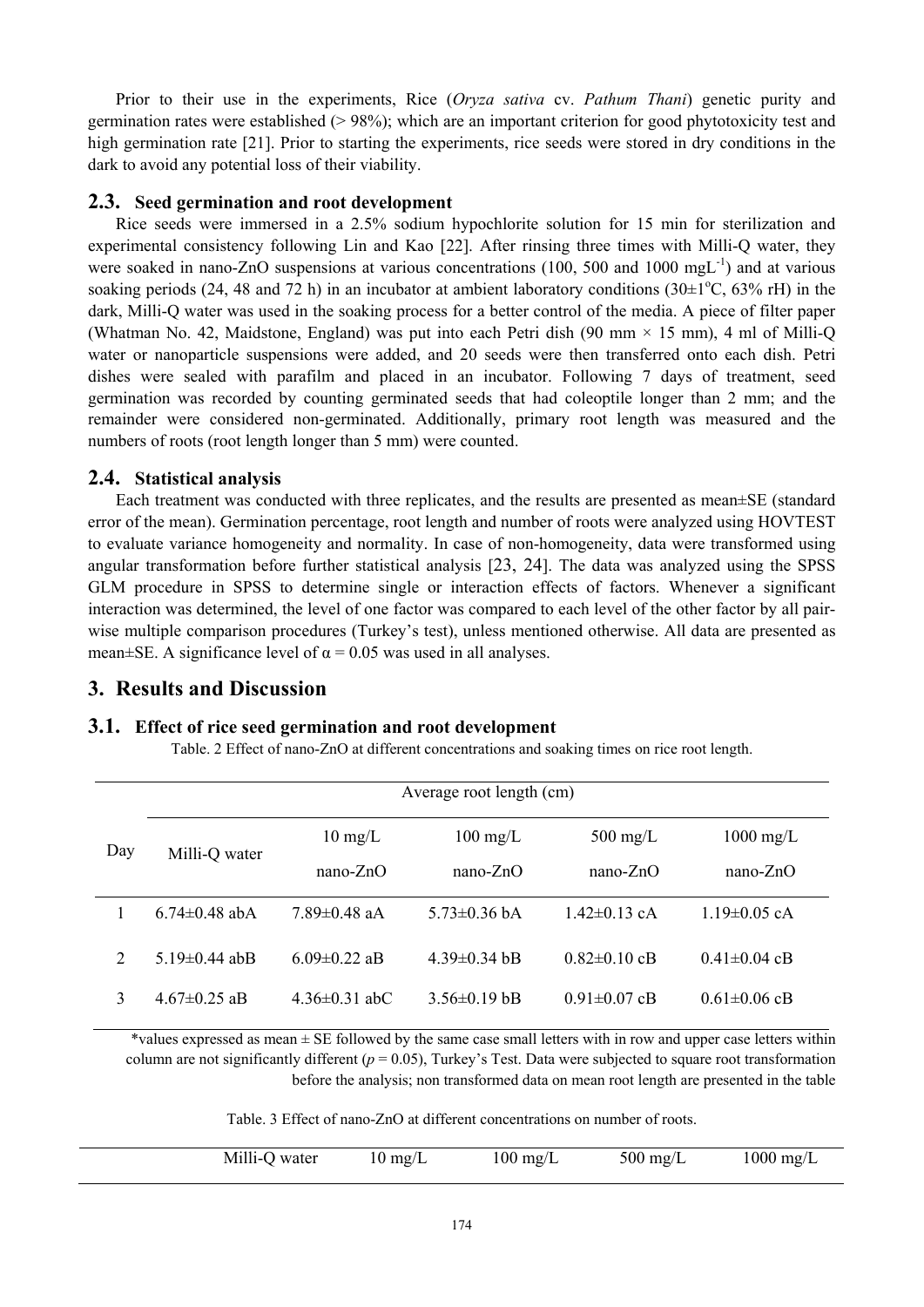Prior to their use in the experiments, Rice (*Oryza sativa* cv. *Pathum Thani*) genetic purity and germination rates were established (> 98%); which are an important criterion for good phytotoxicity test and high germination rate [21]. Prior to starting the experiments, rice seeds were stored in dry conditions in the dark to avoid any potential loss of their viability.

## 2.3. Seed germination and root development

Rice seeds were immersed in a 2.5% sodium hypochlorite solution for 15 min for sterilization and experimental consistency following Lin and Kao [22]. After rinsing three times with Milli-Q water, they were soaked in nano-ZnO suspensions at various concentrations (100, 500 and 1000 $mgL^{-1}$) and at various soaking periods (24, 48 and 72 h) in an incubator at ambient laboratory conditions (30±1°C, 63% rH) in the dark, Milli-Q water was used in the soaking process for a better control of the media. A piece of filter paper (Whatman No. 42, Maidstone, England) was put into each Petri dish (90 mm × 15 mm), 4 ml of Milli-Q water or nanoparticle suspensions were added, and 20 seeds were then transferred onto each dish. Petri dishes were sealed with parafilm and placed in an incubator. Following 7 days of treatment, seed germination was recorded by counting germinated seeds that had coleoptile longer than 2 mm; and the remainder were considered non-germinated. Additionally, primary root length was measured and the numbers of roots (root length longer than 5 mm) were counted.

## 2.4. Statistical analysis

Each treatment was conducted with three replicates, and the results are presented as mean±SE (standard error of the mean). Germination percentage, root length and number of roots were analyzed using HOVTEST to evaluate variance homogeneity and normality. In case of non-homogeneity, data were transformed using angular transformation before further statistical analysis [23, 24]. The data was analyzed using the SPSS GLM procedure in SPSS to determine single or interaction effects of factors. Whenever a significant interaction was determined, the level of one factor was compared to each level of the other factor by all pair-wise multiple comparison procedures (Turkey's test), unless mentioned otherwise. All data are presented as mean±SE. A significance level of α = 0.05 was used in all analyses.

# 3. Results and Discussion

## 3.1. Effect of rice seed germination and root development

Table. 2 Effect of nano-ZnO at different concentrations and soaking times on rice root length.

| Day | Average root length (cm) | | | | |
|---|---|---|---|---|---|
| | Milli-Q water | 10 mg/L nano-ZnO | 100 mg/L nano-ZnO | 500 mg/L nano-ZnO | 1000 mg/L nano-ZnO |
| 1 | 6.74±0.48 abA | 7.89±0.48 aA | 5.73±0.36 bA | 1.42±0.13 cA | 1.19±0.05 cA |
| 2 | 5.19±0.44 abB | 6.09±0.22 aB | 4.39±0.34 bB | 0.82±0.10 cB | 0.41±0.04 cB |
| 3 | 4.67±0.25 aB | 4.36±0.31 abC | 3.56±0.19 bB | 0.91±0.07 cB | 0.61±0.06 cB |

*values expressed as mean ± SE followed by the same case small letters with in row and upper case letters within column are not significantly different ($p$ = 0.05), Turkey's Test. Data were subjected to square root transformation before the analysis; non transformed data on mean root length are presented in the table

Table. 3 Effect of nano-ZnO at different concentrations on number of roots.

| | Milli-Q water | 10 mg/L | 100 mg/L | 500 mg/L | 1000 mg/L |
|---|---|---|---|---|---|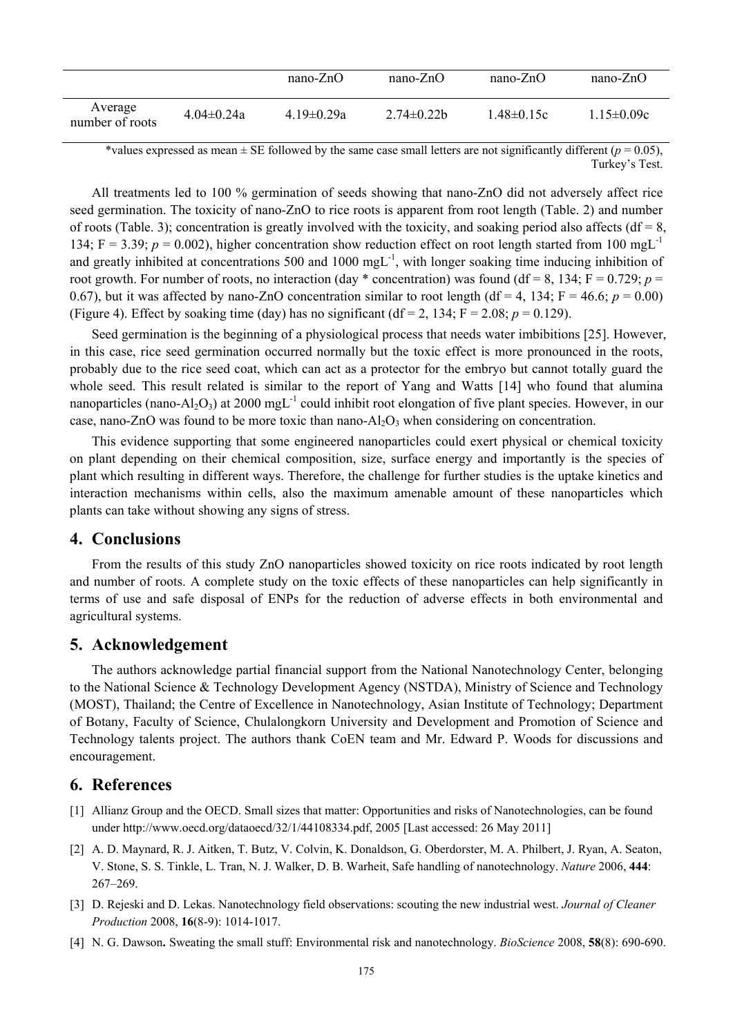| | | nano-ZnO | nano-ZnO | nano-ZnO | nano-ZnO |
|---|---|---|---|---|---|
| Average number of roots | 4.04±0.24a | 4.19±0.29a | 2.74±0.22b | 1.48±0.15c | 1.15±0.09c |

*values expressed as mean ± SE followed by the same case small letters are not significantly different ($p = 0.05$), Turkey's Test.

All treatments led to 100 % germination of seeds showing that nano-ZnO did not adversely affect rice seed germination. The toxicity of nano-ZnO to rice roots is apparent from root length (Table. 2) and number of roots (Table. 3); concentration is greatly involved with the toxicity, and soaking period also affects (df = 8, 134; F = 3.39; $p = 0.002$), higher concentration show reduction effect on root length started from 100 $mgL^{-1}$ and greatly inhibited at concentrations 500 and 1000 $mgL^{-1}$, with longer soaking time inducing inhibition of root growth. For number of roots, no interaction (day * concentration) was found (df = 8, 134; F = 0.729; $p = 0.67$), but it was affected by nano-ZnO concentration similar to root length (df = 4, 134; F = 46.6; $p = 0.00$) (Figure 4). Effect by soaking time (day) has no significant (df = 2, 134; F = 2.08; $p = 0.129$).

Seed germination is the beginning of a physiological process that needs water imbibitions [25]. However, in this case, rice seed germination occurred normally but the toxic effect is more pronounced in the roots, probably due to the rice seed coat, which can act as a protector for the embryo but cannot totally guard the whole seed. This result related is similar to the report of Yang and Watts [14] who found that alumina nanoparticles (nano-$Al_2O_3$) at 2000 $mgL^{-1}$ could inhibit root elongation of five plant species. However, in our case, nano-ZnO was found to be more toxic than nano-$Al_2O_3$ when considering on concentration.

This evidence supporting that some engineered nanoparticles could exert physical or chemical toxicity on plant depending on their chemical composition, size, surface energy and importantly is the species of plant which resulting in different ways. Therefore, the challenge for further studies is the uptake kinetics and interaction mechanisms within cells, also the maximum amenable amount of these nanoparticles which plants can take without showing any signs of stress.

## 4. Conclusions

From the results of this study ZnO nanoparticles showed toxicity on rice roots indicated by root length and number of roots. A complete study on the toxic effects of these nanoparticles can help significantly in terms of use and safe disposal of ENPs for the reduction of adverse effects in both environmental and agricultural systems.

## 5. Acknowledgement

The authors acknowledge partial financial support from the National Nanotechnology Center, belonging to the National Science & Technology Development Agency (NSTDA), Ministry of Science and Technology (MOST), Thailand; the Centre of Excellence in Nanotechnology, Asian Institute of Technology; Department of Botany, Faculty of Science, Chulalongkorn University and Development and Promotion of Science and Technology talents project. The authors thank CoEN team and Mr. Edward P. Woods for discussions and encouragement.

## 6. References

[1] Allianz Group and the OECD. Small sizes that matter: Opportunities and risks of Nanotechnologies, can be found under http://www.oecd.org/dataoecd/32/1/44108334.pdf, 2005 [Last accessed: 26 May 2011]

[2] A. D. Maynard, R. J. Aitken, T. Butz, V. Colvin, K. Donaldson, G. Oberdorster, M. A. Philbert, J. Ryan, A. Seaton, V. Stone, S. S. Tinkle, L. Tran, N. J. Walker, D. B. Warheit, Safe handling of nanotechnology. *Nature* 2006, **444**: 267–269.

[3] D. Rejeski and D. Lekas. Nanotechnology field observations: scouting the new industrial west. *Journal of Cleaner Production* 2008, **16**(8-9): 1014-1017.

[4] N. G. Dawson**.** Sweating the small stuff: Environmental risk and nanotechnology. *BioScience* 2008, **58**(8): 690-690.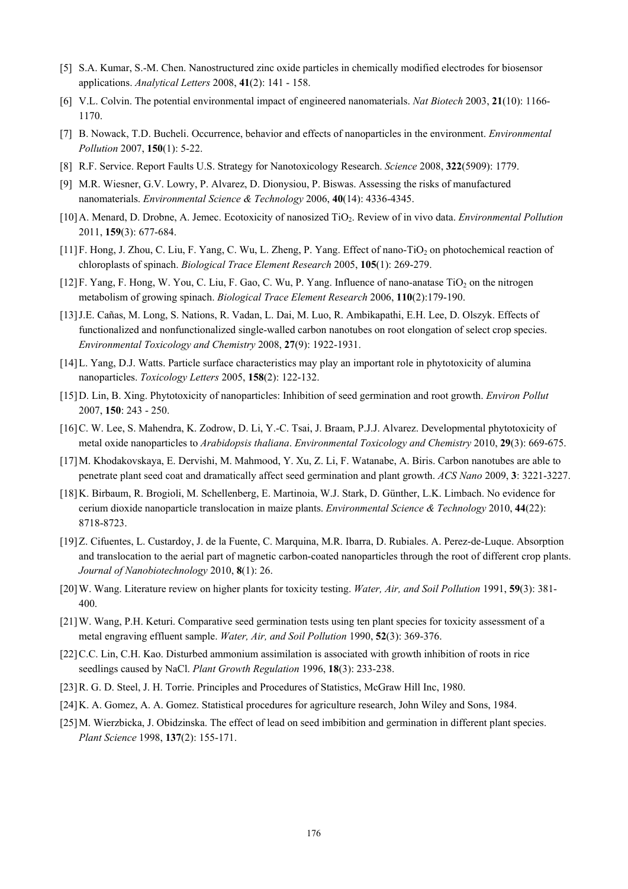[5] S.A. Kumar, S.-M. Chen. Nanostructured zinc oxide particles in chemically modified electrodes for biosensor applications. *Analytical Letters* 2008, **41**(2): 141 - 158.

[6] V.L. Colvin. The potential environmental impact of engineered nanomaterials. *Nat Biotech* 2003, **21**(10): 1166-1170.

[7] B. Nowack, T.D. Bucheli. Occurrence, behavior and effects of nanoparticles in the environment. *Environmental Pollution* 2007, **150**(1): 5-22.

[8] R.F. Service. Report Faults U.S. Strategy for Nanotoxicology Research. *Science* 2008, **322**(5909): 1779.

[9] M.R. Wiesner, G.V. Lowry, P. Alvarez, D. Dionysiou, P. Biswas. Assessing the risks of manufactured nanomaterials. *Environmental Science & Technology* 2006, **40**(14): 4336-4345.

[10] A. Menard, D. Drobne, A. Jemec. Ecotoxicity of nanosized $TiO_2$. Review of in vivo data. *Environmental Pollution* 2011, **159**(3): 677-684.

[11] F. Hong, J. Zhou, C. Liu, F. Yang, C. Wu, L. Zheng, P. Yang. Effect of nano-$TiO_2$ on photochemical reaction of chloroplasts of spinach. *Biological Trace Element Research* 2005, **105**(1): 269-279.

[12] F. Yang, F. Hong, W. You, C. Liu, F. Gao, C. Wu, P. Yang. Influence of nano-anatase $TiO_2$ on the nitrogen metabolism of growing spinach. *Biological Trace Element Research* 2006, **110**(2):179-190.

[13] J.E. Cañas, M. Long, S. Nations, R. Vadan, L. Dai, M. Luo, R. Ambikapathi, E.H. Lee, D. Olszyk. Effects of functionalized and nonfunctionalized single-walled carbon nanotubes on root elongation of select crop species. *Environmental Toxicology and Chemistry* 2008, **27**(9): 1922-1931.

[14] L. Yang, D.J. Watts. Particle surface characteristics may play an important role in phytotoxicity of alumina nanoparticles. *Toxicology Letters* 2005, **158**(2): 122-132.

[15] D. Lin, B. Xing. Phytotoxicity of nanoparticles: Inhibition of seed germination and root growth. *Environ Pollut* 2007, **150**: 243 - 250.

[16] C. W. Lee, S. Mahendra, K. Zodrow, D. Li, Y.-C. Tsai, J. Braam, P.J.J. Alvarez. Developmental phytotoxicity of metal oxide nanoparticles to *Arabidopsis thaliana*. *Environmental Toxicology and Chemistry* 2010, **29**(3): 669-675.

[17] M. Khodakovskaya, E. Dervishi, M. Mahmood, Y. Xu, Z. Li, F. Watanabe, A. Biris. Carbon nanotubes are able to penetrate plant seed coat and dramatically affect seed germination and plant growth. *ACS Nano* 2009, **3**: 3221-3227.

[18] K. Birbaum, R. Brogioli, M. Schellenberg, E. Martinoia, W.J. Stark, D. Günther, L.K. Limbach. No evidence for cerium dioxide nanoparticle translocation in maize plants. *Environmental Science & Technology* 2010, **44**(22): 8718-8723.

[19] Z. Cifuentes, L. Custardoy, J. de la Fuente, C. Marquina, M.R. Ibarra, D. Rubiales. A. Perez-de-Luque. Absorption and translocation to the aerial part of magnetic carbon-coated nanoparticles through the root of different crop plants. *Journal of Nanobiotechnology* 2010, **8**(1): 26.

[20] W. Wang. Literature review on higher plants for toxicity testing. *Water, Air, and Soil Pollution* 1991, **59**(3): 381-400.

[21] W. Wang, P.H. Keturi. Comparative seed germination tests using ten plant species for toxicity assessment of a metal engraving effluent sample. *Water, Air, and Soil Pollution* 1990, **52**(3): 369-376.

[22] C.C. Lin, C.H. Kao. Disturbed ammonium assimilation is associated with growth inhibition of roots in rice seedlings caused by NaCl. *Plant Growth Regulation* 1996, **18**(3): 233-238.

[23] R. G. D. Steel, J. H. Torrie. Principles and Procedures of Statistics, McGraw Hill Inc, 1980.

[24] K. A. Gomez, A. A. Gomez. Statistical procedures for agriculture research, John Wiley and Sons, 1984.

[25] M. Wierzbicka, J. Obidzinska. The effect of lead on seed imbibition and germination in different plant species. *Plant Science* 1998, **137**(2): 155-171.